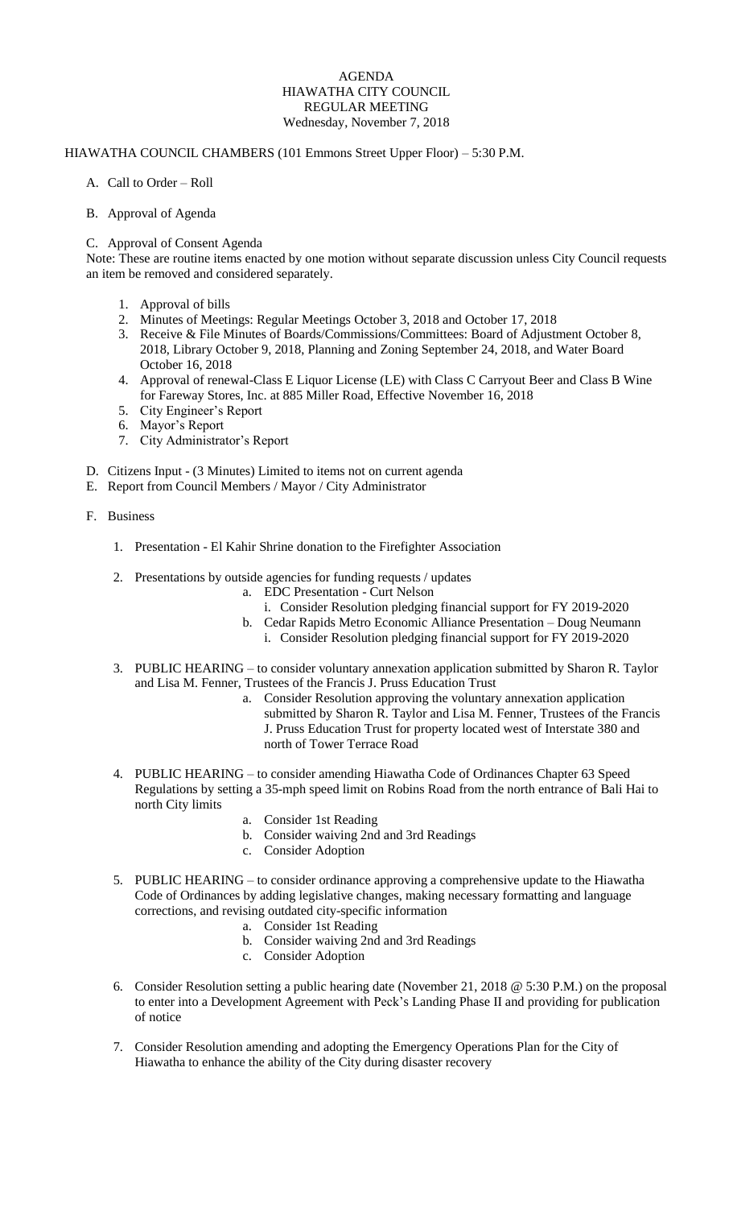# AGENDA
## HIAWATHA CITY COUNCIL
## REGULAR MEETING
### Wednesday, November 7, 2018

HIAWATHA COUNCIL CHAMBERS (101 Emmons Street Upper Floor) – 5:30 P.M.

A. Call to Order – Roll

B. Approval of Agenda

C. Approval of Consent Agenda

Note: These are routine items enacted by one motion without separate discussion unless City Council requests an item be removed and considered separately.

1. Approval of bills
2. Minutes of Meetings: Regular Meetings October 3, 2018 and October 17, 2018
3. Receive & File Minutes of Boards/Commissions/Committees: Board of Adjustment October 8, 2018, Library October 9, 2018, Planning and Zoning September 24, 2018, and Water Board October 16, 2018
4. Approval of renewal-Class E Liquor License (LE) with Class C Carryout Beer and Class B Wine for Fareway Stores, Inc. at 885 Miller Road, Effective November 16, 2018
5. City Engineer's Report
6. Mayor's Report
7. City Administrator's Report

D. Citizens Input - (3 Minutes) Limited to items not on current agenda

E. Report from Council Members / Mayor / City Administrator

F. Business

1. Presentation - El Kahir Shrine donation to the Firefighter Association

2. Presentations by outside agencies for funding requests / updates
   a. EDC Presentation - Curt Nelson
      i. Consider Resolution pledging financial support for FY 2019-2020
   b. Cedar Rapids Metro Economic Alliance Presentation – Doug Neumann
      i. Consider Resolution pledging financial support for FY 2019-2020

3. PUBLIC HEARING – to consider voluntary annexation application submitted by Sharon R. Taylor and Lisa M. Fenner, Trustees of the Francis J. Pruss Education Trust
   a. Consider Resolution approving the voluntary annexation application submitted by Sharon R. Taylor and Lisa M. Fenner, Trustees of the Francis J. Pruss Education Trust for property located west of Interstate 380 and north of Tower Terrace Road

4. PUBLIC HEARING – to consider amending Hiawatha Code of Ordinances Chapter 63 Speed Regulations by setting a 35-mph speed limit on Robins Road from the north entrance of Bali Hai to north City limits
   a. Consider 1st Reading
   b. Consider waiving 2nd and 3rd Readings
   c. Consider Adoption

5. PUBLIC HEARING – to consider ordinance approving a comprehensive update to the Hiawatha Code of Ordinances by adding legislative changes, making necessary formatting and language corrections, and revising outdated city-specific information
   a. Consider 1st Reading
   b. Consider waiving 2nd and 3rd Readings
   c. Consider Adoption

6. Consider Resolution setting a public hearing date (November 21, 2018 @ 5:30 P.M.) on the proposal to enter into a Development Agreement with Peck's Landing Phase II and providing for publication of notice

7. Consider Resolution amending and adopting the Emergency Operations Plan for the City of Hiawatha to enhance the ability of the City during disaster recovery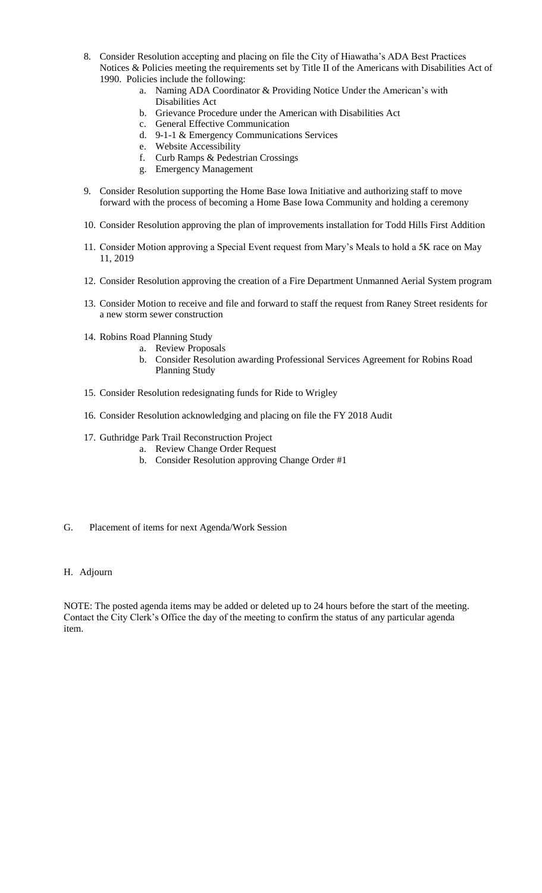8. Consider Resolution accepting and placing on file the City of Hiawatha's ADA Best Practices Notices & Policies meeting the requirements set by Title II of the Americans with Disabilities Act of 1990. Policies include the following:
    a. Naming ADA Coordinator & Providing Notice Under the American's with Disabilities Act
    b. Grievance Procedure under the American with Disabilities Act
    c. General Effective Communication
    d. 9-1-1 & Emergency Communications Services
    e. Website Accessibility
    f. Curb Ramps & Pedestrian Crossings
    g. Emergency Management

9. Consider Resolution supporting the Home Base Iowa Initiative and authorizing staff to move forward with the process of becoming a Home Base Iowa Community and holding a ceremony

10. Consider Resolution approving the plan of improvements installation for Todd Hills First Addition

11. Consider Motion approving a Special Event request from Mary's Meals to hold a 5K race on May 11, 2019

12. Consider Resolution approving the creation of a Fire Department Unmanned Aerial System program

13. Consider Motion to receive and file and forward to staff the request from Raney Street residents for a new storm sewer construction

14. Robins Road Planning Study
    a. Review Proposals
    b. Consider Resolution awarding Professional Services Agreement for Robins Road Planning Study

15. Consider Resolution redesignating funds for Ride to Wrigley

16. Consider Resolution acknowledging and placing on file the FY 2018 Audit

17. Guthridge Park Trail Reconstruction Project
    a. Review Change Order Request
    b. Consider Resolution approving Change Order #1

G. Placement of items for next Agenda/Work Session

H. Adjourn

NOTE: The posted agenda items may be added or deleted up to 24 hours before the start of the meeting. Contact the City Clerk's Office the day of the meeting to confirm the status of any particular agenda item.